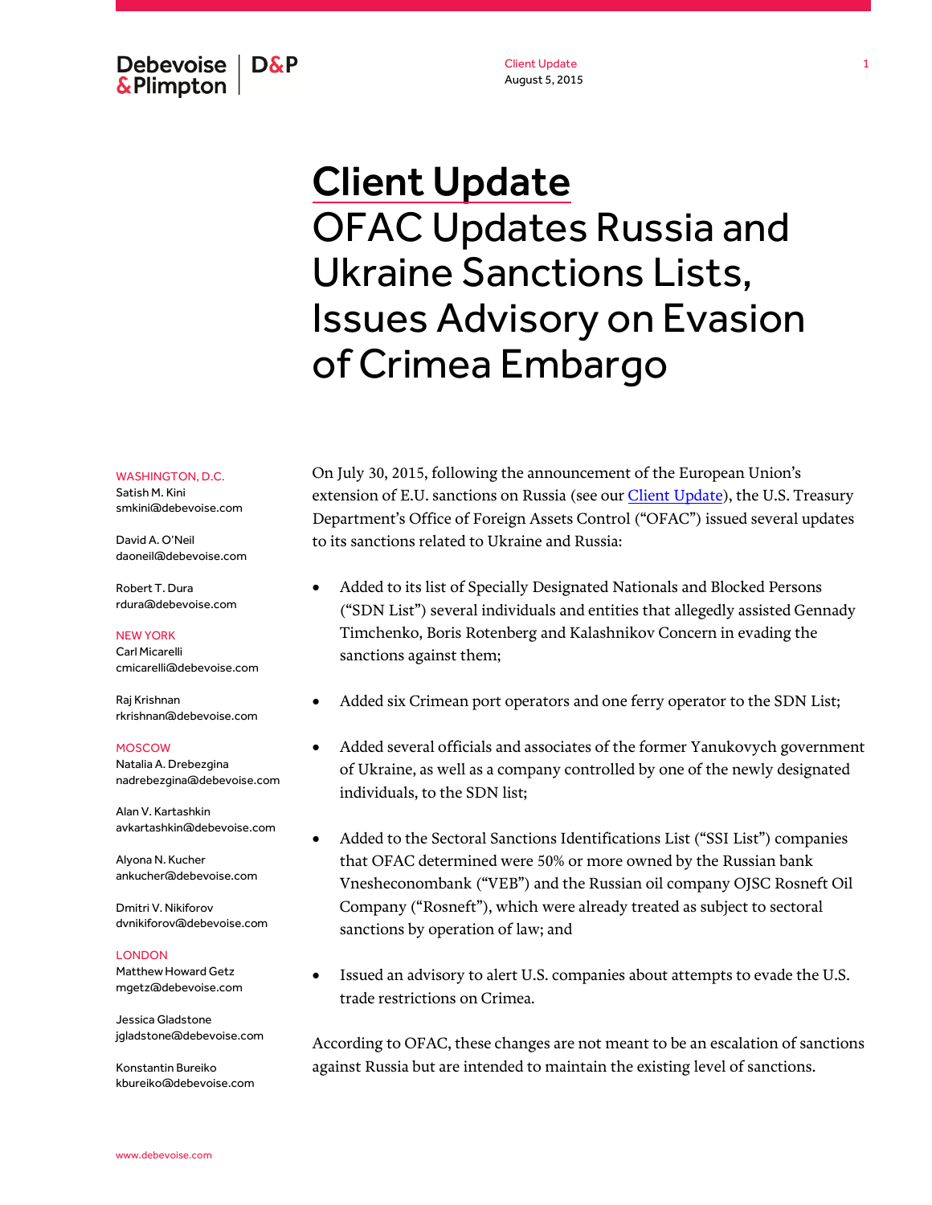# Client Update

## OFAC Updates Russia and Ukraine Sanctions Lists, Issues Advisory on Evasion of Crimea Embargo

WASHINGTON, D.C.
Satish M. Kini
smkini@debevoise.com

David A. O'Neil
daoneil@debevoise.com

Robert T. Dura
rdura@debevoise.com

NEW YORK
Carl Micarelli
cmicarelli@debevoise.com

Raj Krishnan
rkrishnan@debevoise.com

MOSCOW
Natalia A. Drebezgina
nadrebezgina@debevoise.com

Alan V. Kartashkin
avkartashkin@debevoise.com

Alyona N. Kucher
ankucher@debevoise.com

Dmitri V. Nikiforov
dvnikiforov@debevoise.com

LONDON
Matthew Howard Getz
mgetz@debevoise.com

Jessica Gladstone
jgladstone@debevoise.com

Konstantin Bureiko
kbureiko@debevoise.com

On July 30, 2015, following the announcement of the European Union's extension of E.U. sanctions on Russia (see our Client Update), the U.S. Treasury Department's Office of Foreign Assets Control ("OFAC") issued several updates to its sanctions related to Ukraine and Russia:

- Added to its list of Specially Designated Nationals and Blocked Persons ("SDN List") several individuals and entities that allegedly assisted Gennady Timchenko, Boris Rotenberg and Kalashnikov Concern in evading the sanctions against them;
- Added six Crimean port operators and one ferry operator to the SDN List;
- Added several officials and associates of the former Yanukovych government of Ukraine, as well as a company controlled by one of the newly designated individuals, to the SDN list;
- Added to the Sectoral Sanctions Identifications List ("SSI List") companies that OFAC determined were 50% or more owned by the Russian bank Vnesheconombank ("VEB") and the Russian oil company OJSC Rosneft Oil Company ("Rosneft"), which were already treated as subject to sectoral sanctions by operation of law; and
- Issued an advisory to alert U.S. companies about attempts to evade the U.S. trade restrictions on Crimea.

According to OFAC, these changes are not meant to be an escalation of sanctions against Russia but are intended to maintain the existing level of sanctions.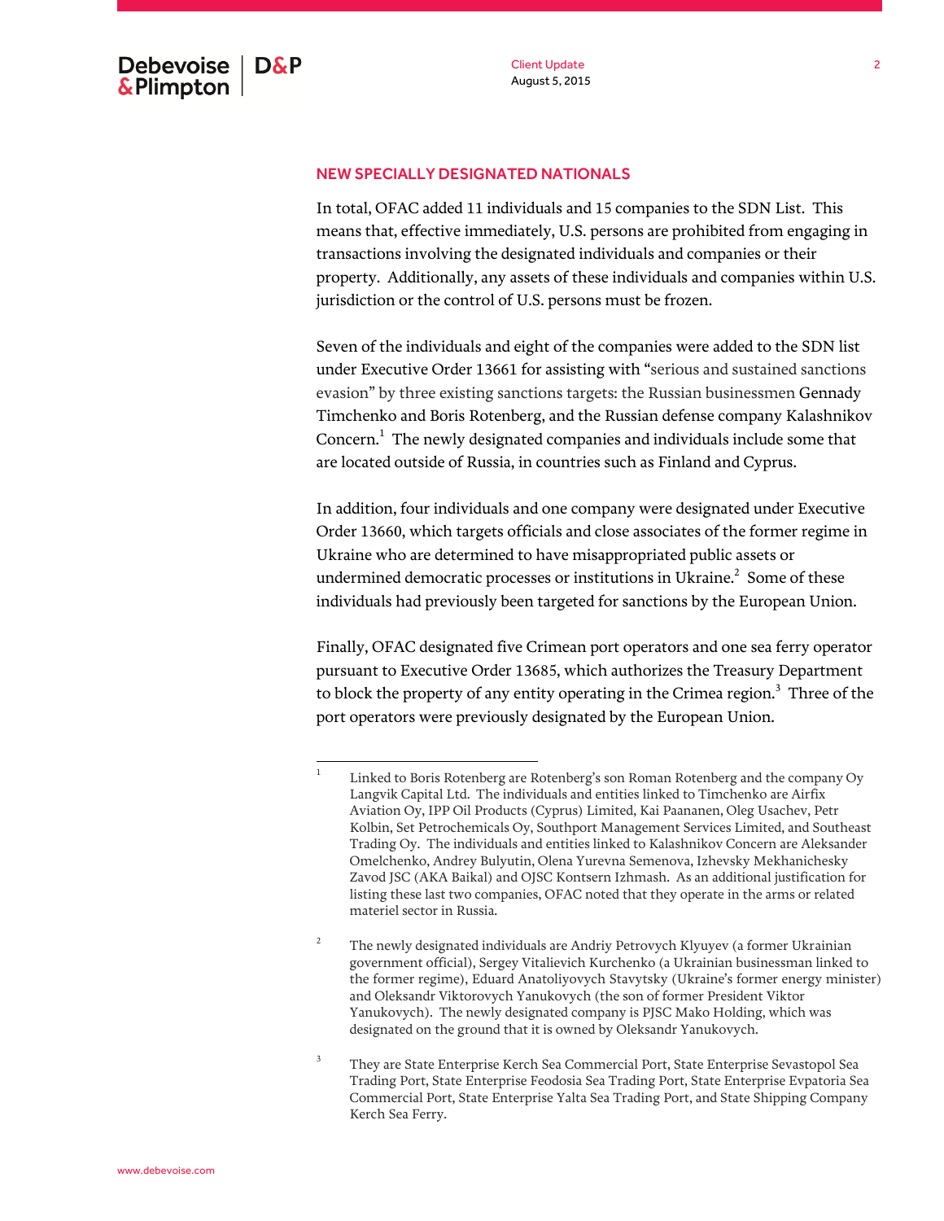## NEW SPECIALLY DESIGNATED NATIONALS

In total, OFAC added 11 individuals and 15 companies to the SDN List. This means that, effective immediately, U.S. persons are prohibited from engaging in transactions involving the designated individuals and companies or their property. Additionally, any assets of these individuals and companies within U.S. jurisdiction or the control of U.S. persons must be frozen.

Seven of the individuals and eight of the companies were added to the SDN list under Executive Order 13661 for assisting with "serious and sustained sanctions evasion" by three existing sanctions targets: the Russian businessmen Gennady Timchenko and Boris Rotenberg, and the Russian defense company Kalashnikov Concern.[1] The newly designated companies and individuals include some that are located outside of Russia, in countries such as Finland and Cyprus.

In addition, four individuals and one company were designated under Executive Order 13660, which targets officials and close associates of the former regime in Ukraine who are determined to have misappropriated public assets or undermined democratic processes or institutions in Ukraine.[2] Some of these individuals had previously been targeted for sanctions by the European Union.

Finally, OFAC designated five Crimean port operators and one sea ferry operator pursuant to Executive Order 13685, which authorizes the Treasury Department to block the property of any entity operating in the Crimea region.[3] Three of the port operators were previously designated by the European Union.

---

[1] Linked to Boris Rotenberg are Rotenberg's son Roman Rotenberg and the company Oy Langvik Capital Ltd. The individuals and entities linked to Timchenko are Airfix Aviation Oy, IPP Oil Products (Cyprus) Limited, Kai Paananen, Oleg Usachev, Petr Kolbin, Set Petrochemicals Oy, Southport Management Services Limited, and Southeast Trading Oy. The individuals and entities linked to Kalashnikov Concern are Aleksander Omelchenko, Andrey Bulyutin, Olena Yurevna Semenova, Izhevsky Mekhanichesky Zavod JSC (AKA Baikal) and OJSC Kontsern Izhmash. As an additional justification for listing these last two companies, OFAC noted that they operate in the arms or related materiel sector in Russia.

[2] The newly designated individuals are Andriy Petrovych Klyuyev (a former Ukrainian government official), Sergey Vitalievich Kurchenko (a Ukrainian businessman linked to the former regime), Eduard Anatoliyovych Stavytsky (Ukraine's former energy minister) and Oleksandr Viktorovych Yanukovych (the son of former President Viktor Yanukovych). The newly designated company is PJSC Mako Holding, which was designated on the ground that it is owned by Oleksandr Yanukovych.

[3] They are State Enterprise Kerch Sea Commercial Port, State Enterprise Sevastopol Sea Trading Port, State Enterprise Feodosia Sea Trading Port, State Enterprise Evpatoria Sea Commercial Port, State Enterprise Yalta Sea Trading Port, and State Shipping Company Kerch Sea Ferry.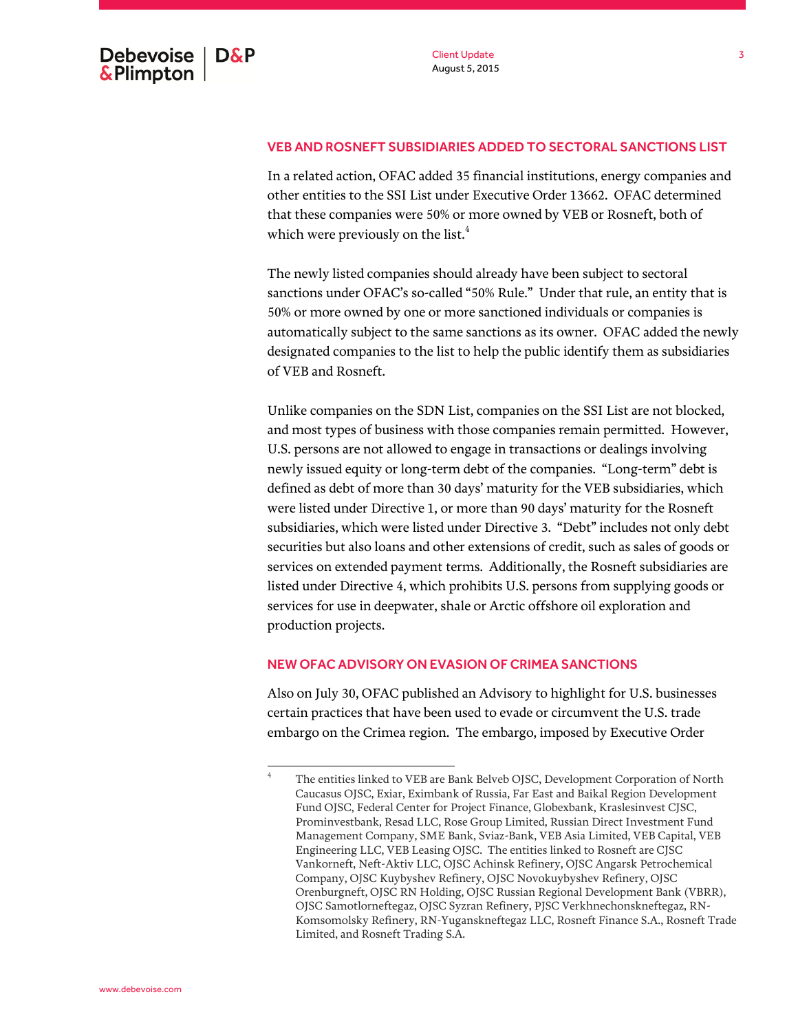## VEB AND ROSNEFT SUBSIDIARIES ADDED TO SECTORAL SANCTIONS LIST

In a related action, OFAC added 35 financial institutions, energy companies and other entities to the SSI List under Executive Order 13662. OFAC determined that these companies were 50% or more owned by VEB or Rosneft, both of which were previously on the list.[4]

The newly listed companies should already have been subject to sectoral sanctions under OFAC's so-called "50% Rule." Under that rule, an entity that is 50% or more owned by one or more sanctioned individuals or companies is automatically subject to the same sanctions as its owner. OFAC added the newly designated companies to the list to help the public identify them as subsidiaries of VEB and Rosneft.

Unlike companies on the SDN List, companies on the SSI List are not blocked, and most types of business with those companies remain permitted. However, U.S. persons are not allowed to engage in transactions or dealings involving newly issued equity or long-term debt of the companies. "Long-term" debt is defined as debt of more than 30 days' maturity for the VEB subsidiaries, which were listed under Directive 1, or more than 90 days' maturity for the Rosneft subsidiaries, which were listed under Directive 3. "Debt" includes not only debt securities but also loans and other extensions of credit, such as sales of goods or services on extended payment terms. Additionally, the Rosneft subsidiaries are listed under Directive 4, which prohibits U.S. persons from supplying goods or services for use in deepwater, shale or Arctic offshore oil exploration and production projects.

## NEW OFAC ADVISORY ON EVASION OF CRIMEA SANCTIONS

Also on July 30, OFAC published an Advisory to highlight for U.S. businesses certain practices that have been used to evade or circumvent the U.S. trade embargo on the Crimea region. The embargo, imposed by Executive Order

---

[4] The entities linked to VEB are Bank Belveb OJSC, Development Corporation of North Caucasus OJSC, Exiar, Eximbank of Russia, Far East and Baikal Region Development Fund OJSC, Federal Center for Project Finance, Globexbank, Kraslesinvest CJSC, Prominvestbank, Resad LLC, Rose Group Limited, Russian Direct Investment Fund Management Company, SME Bank, Sviaz-Bank, VEB Asia Limited, VEB Capital, VEB Engineering LLC, VEB Leasing OJSC. The entities linked to Rosneft are CJSC Vankorneft, Neft-Aktiv LLC, OJSC Achinsk Refinery, OJSC Angarsk Petrochemical Company, OJSC Kuybyshev Refinery, OJSC Novokuybyshev Refinery, OJSC Orenburgneft, OJSC RN Holding, OJSC Russian Regional Development Bank (VBRR), OJSC Samotlorneftegaz, OJSC Syzran Refinery, PJSC Verkhnechonskneftegaz, RN-Komsomolsky Refinery, RN-Yuganskneftegaz LLC, Rosneft Finance S.A., Rosneft Trade Limited, and Rosneft Trading S.A.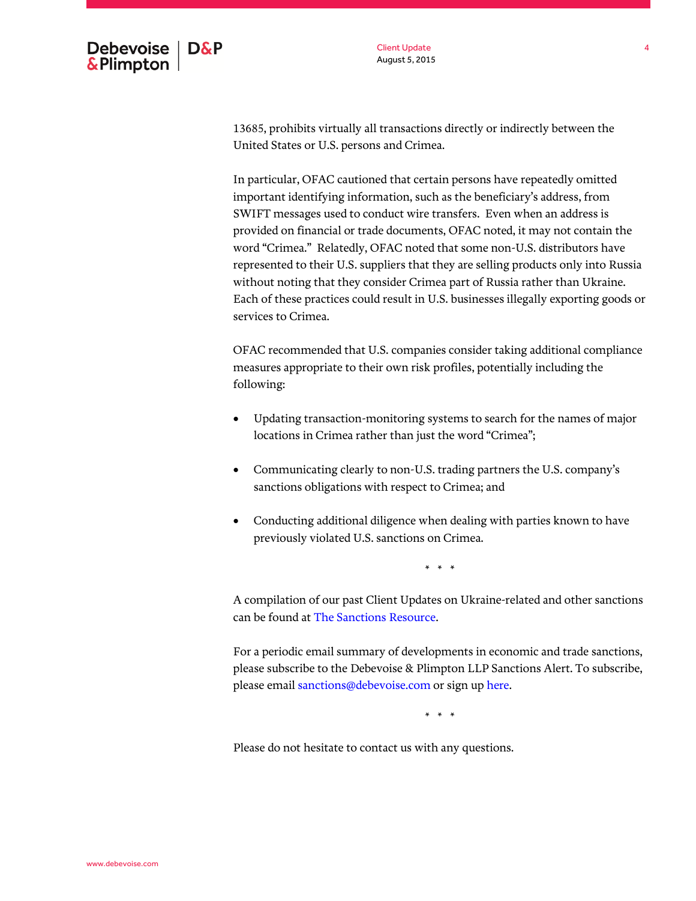13685, prohibits virtually all transactions directly or indirectly between the United States or U.S. persons and Crimea.

In particular, OFAC cautioned that certain persons have repeatedly omitted important identifying information, such as the beneficiary's address, from SWIFT messages used to conduct wire transfers. Even when an address is provided on financial or trade documents, OFAC noted, it may not contain the word "Crimea." Relatedly, OFAC noted that some non-U.S. distributors have represented to their U.S. suppliers that they are selling products only into Russia without noting that they consider Crimea part of Russia rather than Ukraine. Each of these practices could result in U.S. businesses illegally exporting goods or services to Crimea.

OFAC recommended that U.S. companies consider taking additional compliance measures appropriate to their own risk profiles, potentially including the following:

- Updating transaction-monitoring systems to search for the names of major locations in Crimea rather than just the word "Crimea";
- Communicating clearly to non-U.S. trading partners the U.S. company's sanctions obligations with respect to Crimea; and
- Conducting additional diligence when dealing with parties known to have previously violated U.S. sanctions on Crimea.

\* \* \*

A compilation of our past Client Updates on Ukraine-related and other sanctions can be found at The Sanctions Resource.

For a periodic email summary of developments in economic and trade sanctions, please subscribe to the Debevoise & Plimpton LLP Sanctions Alert. To subscribe, please email sanctions@debevoise.com or sign up here.

\* \* \*

Please do not hesitate to contact us with any questions.